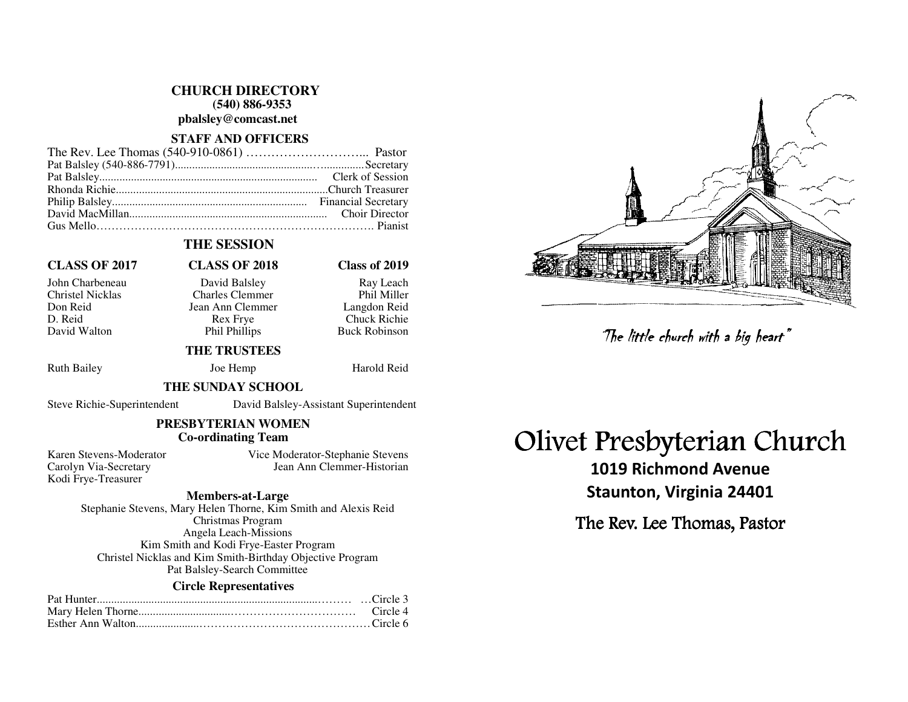## CHURCH DIRECTORY

**(540) 886-9353**

**pbalsley@comcast.net**

### STAFF AND OFFICERS

The Rev. Lee Thomas (540-910-0861) ………………………... Pastor
Pat Balsley (540-886-7791)...................................................Secretary
Pat Balsley........................................................................... Clerk of Session
Rhonda Richie.........................................................................Church Treasurer
Philip Balsley.................................................................... Financial Secretary
David MacMillan..................................................................... Choir Director
Gus Mello……………………………………………………………. Pianist

### THE SESSION

| CLASS OF 2017 | CLASS OF 2018 | Class of 2019 |
|---|---|---|
| John Charbeneau | David Balsley | Ray Leach |
| Christel Nicklas | Charles Clemmer | Phil Miller |
| Don Reid | Jean Ann Clemmer | Langdon Reid |
| D. Reid | Rex Frye | Chuck Richie |
| David Walton | Phil Phillips | Buck Robinson |

### THE TRUSTEES

Ruth Bailey    Joe Hemp    Harold Reid

### THE SUNDAY SCHOOL

Steve Richie-Superintendent    David Balsley-Assistant Superintendent

### PRESBYTERIAN WOMEN

**Co-ordinating Team**

Karen Stevens-Moderator
Vice Moderator-Stephanie Stevens
Carolyn Via-Secretary
Jean Ann Clemmer-Historian
Kodi Frye-Treasurer

**Members-at-Large**

Stephanie Stevens, Mary Helen Thorne, Kim Smith and Alexis Reid
Christmas Program
Angela Leach-Missions
Kim Smith and Kodi Frye-Easter Program
Christel Nicklas and Kim Smith-Birthday Objective Program
Pat Balsley-Search Committee

**Circle Representatives**

Pat Hunter........................................................................……… …Circle 3
Mary Helen Thorne...............................…………………………… Circle 4
Esther Ann Walton......................………………………………………Circle 6

*"The little church with a big heart"*

# Olivet Presbyterian Church

**1019 Richmond Avenue**

**Staunton, Virginia 24401**

The Rev. Lee Thomas, Pastor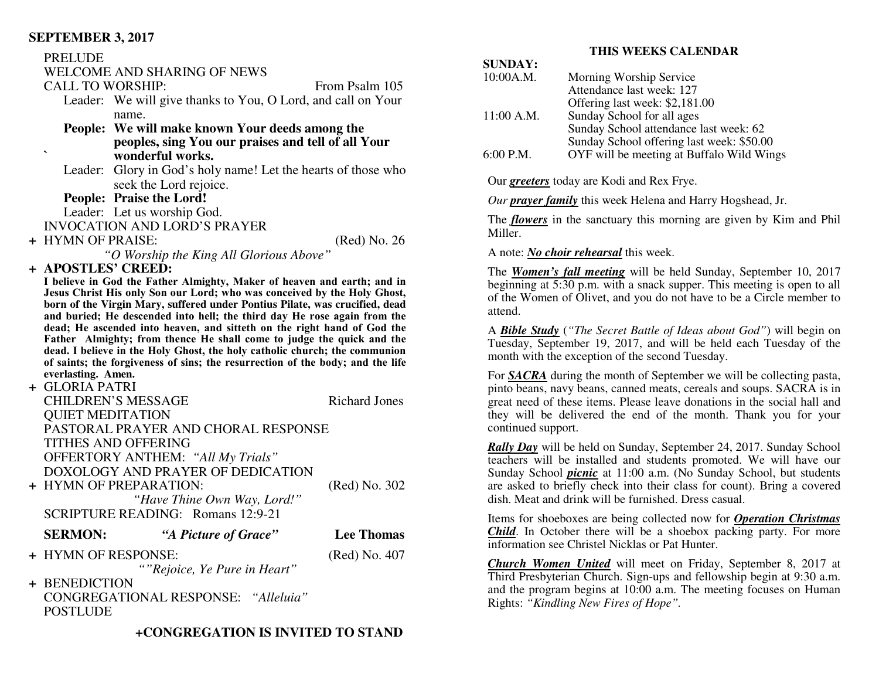**SEPTEMBER 3, 2017**

PRELUDE

WELCOME AND SHARING OF NEWS

CALL TO WORSHIP: From Psalm 105

Leader: We will give thanks to You, O Lord, and call on Your name.

**People: We will make known Your deeds among the peoples, sing You our praises and tell of all Your wonderful works.**

Leader: Glory in God's holy name! Let the hearts of those who seek the Lord rejoice.

**People: Praise the Lord!**

Leader: Let us worship God.

INVOCATION AND LORD'S PRAYER

\+ HYMN OF PRAISE: (Red) No. 26

*"O Worship the King All Glorious Above"*

\+ **APOSTLES' CREED:**

**I believe in God the Father Almighty, Maker of heaven and earth; and in Jesus Christ His only Son our Lord; who was conceived by the Holy Ghost, born of the Virgin Mary, suffered under Pontius Pilate, was crucified, dead and buried; He descended into hell; the third day He rose again from the dead; He ascended into heaven, and sitteth on the right hand of God the Father Almighty; from thence He shall come to judge the quick and the dead. I believe in the Holy Ghost, the holy catholic church; the communion of saints; the forgiveness of sins; the resurrection of the body; and the life everlasting. Amen.**

\+ GLORIA PATRI

CHILDREN'S MESSAGE Richard Jones

QUIET MEDITATION

PASTORAL PRAYER AND CHORAL RESPONSE

TITHES AND OFFERING

OFFERTORY ANTHEM: *"All My Trials"*

DOXOLOGY AND PRAYER OF DEDICATION

\+ HYMN OF PREPARATION: (Red) No. 302

*"Have Thine Own Way, Lord!"*

SCRIPTURE READING: Romans 12:9-21

**SERMON:** ***"A Picture of Grace"*** **Lee Thomas**

\+ HYMN OF RESPONSE: (Red) No. 407

*""Rejoice, Ye Pure in Heart"*

\+ BENEDICTION

CONGREGATIONAL RESPONSE: *"Alleluia"*

POSTLUDE

**+CONGREGATION IS INVITED TO STAND**

## THIS WEEKS CALENDAR

**SUNDAY:**

| | |
|---|---|
| 10:00A.M. | Morning Worship Service |
| | Attendance last week: 127 |
| | Offering last week: $2,181.00 |
| 11:00 A.M. | Sunday School for all ages |
| | Sunday School attendance last week: 62 |
| | Sunday School offering last week: $50.00 |
| 6:00 P.M. | OYF will be meeting at Buffalo Wild Wings |

Our ***greeters*** today are Kodi and Rex Frye.

*Our* ***prayer family*** this week Helena and Harry Hogshead, Jr.

The ***flowers*** in the sanctuary this morning are given by Kim and Phil Miller.

A note: ***No choir rehearsal*** this week.

The ***Women's fall meeting*** will be held Sunday, September 10, 2017 beginning at 5:30 p.m. with a snack supper. This meeting is open to all of the Women of Olivet, and you do not have to be a Circle member to attend.

A ***Bible Study*** (*"The Secret Battle of Ideas about God"*) will begin on Tuesday, September 19, 2017, and will be held each Tuesday of the month with the exception of the second Tuesday.

For ***SACRA*** during the month of September we will be collecting pasta, pinto beans, navy beans, canned meats, cereals and soups. SACRA is in great need of these items. Please leave donations in the social hall and they will be delivered the end of the month. Thank you for your continued support.

***Rally Day*** will be held on Sunday, September 24, 2017. Sunday School teachers will be installed and students promoted. We will have our Sunday School ***picnic*** at 11:00 a.m. (No Sunday School, but students are asked to briefly check into their class for count). Bring a covered dish. Meat and drink will be furnished. Dress casual.

Items for shoeboxes are being collected now for ***Operation Christmas Child***. In October there will be a shoebox packing party. For more information see Christel Nicklas or Pat Hunter.

***Church Women United*** will meet on Friday, September 8, 2017 at Third Presbyterian Church. Sign-ups and fellowship begin at 9:30 a.m. and the program begins at 10:00 a.m. The meeting focuses on Human Rights: *"Kindling New Fires of Hope"*.